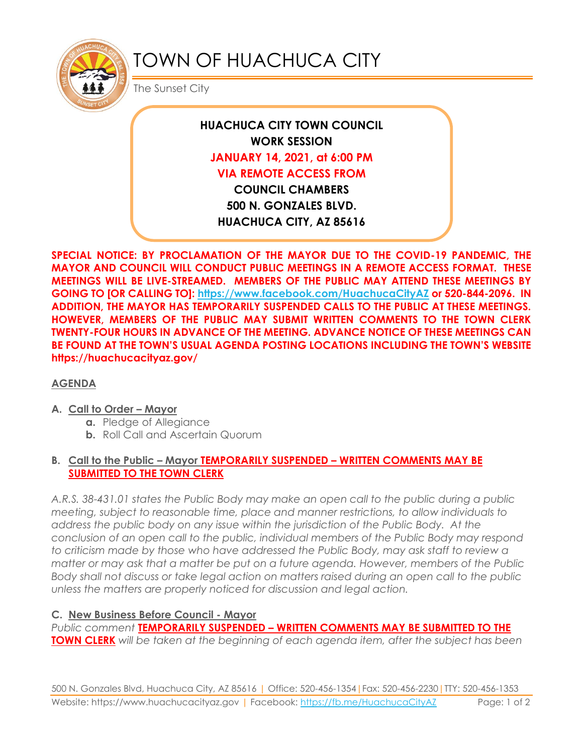# TOWN OF HUACHUCA CITY

The Sunset City

**HUACHUCA CITY TOWN COUNCIL**
**WORK SESSION**
**JANUARY 14, 2021, at 6:00 PM**
**VIA REMOTE ACCESS FROM**
**COUNCIL CHAMBERS**
**500 N. GONZALES BLVD.**
**HUACHUCA CITY, AZ 85616**

**SPECIAL NOTICE: BY PROCLAMATION OF THE MAYOR DUE TO THE COVID-19 PANDEMIC, THE MAYOR AND COUNCIL WILL CONDUCT PUBLIC MEETINGS IN A REMOTE ACCESS FORMAT. THESE MEETINGS WILL BE LIVE-STREAMED. MEMBERS OF THE PUBLIC MAY ATTEND THESE MEETINGS BY GOING TO [OR CALLING TO]: https://www.facebook.com/HuachucaCityAZ or 520-844-2096. IN ADDITION, THE MAYOR HAS TEMPORARILY SUSPENDED CALLS TO THE PUBLIC AT THESE MEETINGS. HOWEVER, MEMBERS OF THE PUBLIC MAY SUBMIT WRITTEN COMMENTS TO THE TOWN CLERK TWENTY-FOUR HOURS IN ADVANCE OF THE MEETING. ADVANCE NOTICE OF THESE MEETINGS CAN BE FOUND AT THE TOWN'S USUAL AGENDA POSTING LOCATIONS INCLUDING THE TOWN'S WEBSITE https://huachucacityaz.gov/**

## AGENDA

**A. Call to Order – Mayor**
- **a.** Pledge of Allegiance
- **b.** Roll Call and Ascertain Quorum

**B. Call to the Public – Mayor TEMPORARILY SUSPENDED – WRITTEN COMMENTS MAY BE SUBMITTED TO THE TOWN CLERK**

*A.R.S. 38-431.01 states the Public Body may make an open call to the public during a public meeting, subject to reasonable time, place and manner restrictions, to allow individuals to address the public body on any issue within the jurisdiction of the Public Body. At the conclusion of an open call to the public, individual members of the Public Body may respond to criticism made by those who have addressed the Public Body, may ask staff to review a matter or may ask that a matter be put on a future agenda. However, members of the Public Body shall not discuss or take legal action on matters raised during an open call to the public unless the matters are properly noticed for discussion and legal action.*

**C. New Business Before Council - Mayor**

*Public comment* **TEMPORARILY SUSPENDED – WRITTEN COMMENTS MAY BE SUBMITTED TO THE TOWN CLERK** *will be taken at the beginning of each agenda item, after the subject has been*

500 N. Gonzales Blvd, Huachuca City, AZ 85616 | Office: 520-456-1354 | Fax: 520-456-2230 | TTY: 520-456-1353
Website: https://www.huachucacityaz.gov | Facebook: https://fb.me/HuachucaCityAZ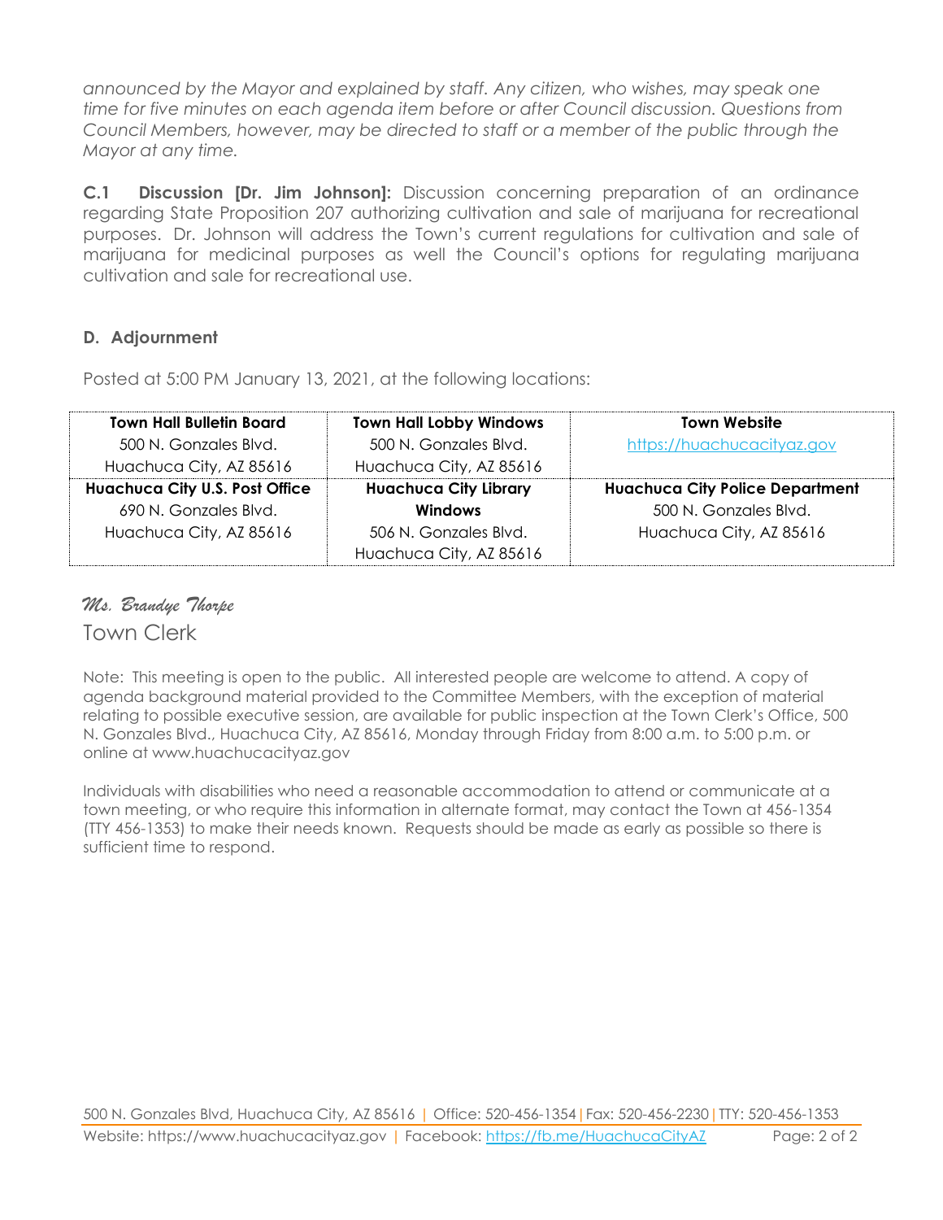*announced by the Mayor and explained by staff. Any citizen, who wishes, may speak one time for five minutes on each agenda item before or after Council discussion. Questions from Council Members, however, may be directed to staff or a member of the public through the Mayor at any time.*

**C.1 Discussion [Dr. Jim Johnson]:** Discussion concerning preparation of an ordinance regarding State Proposition 207 authorizing cultivation and sale of marijuana for recreational purposes. Dr. Johnson will address the Town's current regulations for cultivation and sale of marijuana for medicinal purposes as well the Council's options for regulating marijuana cultivation and sale for recreational use.

## D. Adjournment

Posted at 5:00 PM January 13, 2021, at the following locations:

| | | |
|---|---|---|
| **Town Hall Bulletin Board**<br>500 N. Gonzales Blvd.<br>Huachuca City, AZ 85616 | **Town Hall Lobby Windows**<br>500 N. Gonzales Blvd.<br>Huachuca City, AZ 85616 | **Town Website**<br>https://huachucacityaz.gov |
| **Huachuca City U.S. Post Office**<br>690 N. Gonzales Blvd.<br>Huachuca City, AZ 85616 | **Huachuca City Library Windows**<br>506 N. Gonzales Blvd.<br>Huachuca City, AZ 85616 | **Huachuca City Police Department**<br>500 N. Gonzales Blvd.<br>Huachuca City, AZ 85616 |

*Ms. Brandye Thorpe*

Town Clerk

Note: This meeting is open to the public. All interested people are welcome to attend. A copy of agenda background material provided to the Committee Members, with the exception of material relating to possible executive session, are available for public inspection at the Town Clerk's Office, 500 N. Gonzales Blvd., Huachuca City, AZ 85616, Monday through Friday from 8:00 a.m. to 5:00 p.m. or online at www.huachucacityaz.gov

Individuals with disabilities who need a reasonable accommodation to attend or communicate at a town meeting, or who require this information in alternate format, may contact the Town at 456-1354 (TTY 456-1353) to make their needs known. Requests should be made as early as possible so there is sufficient time to respond.